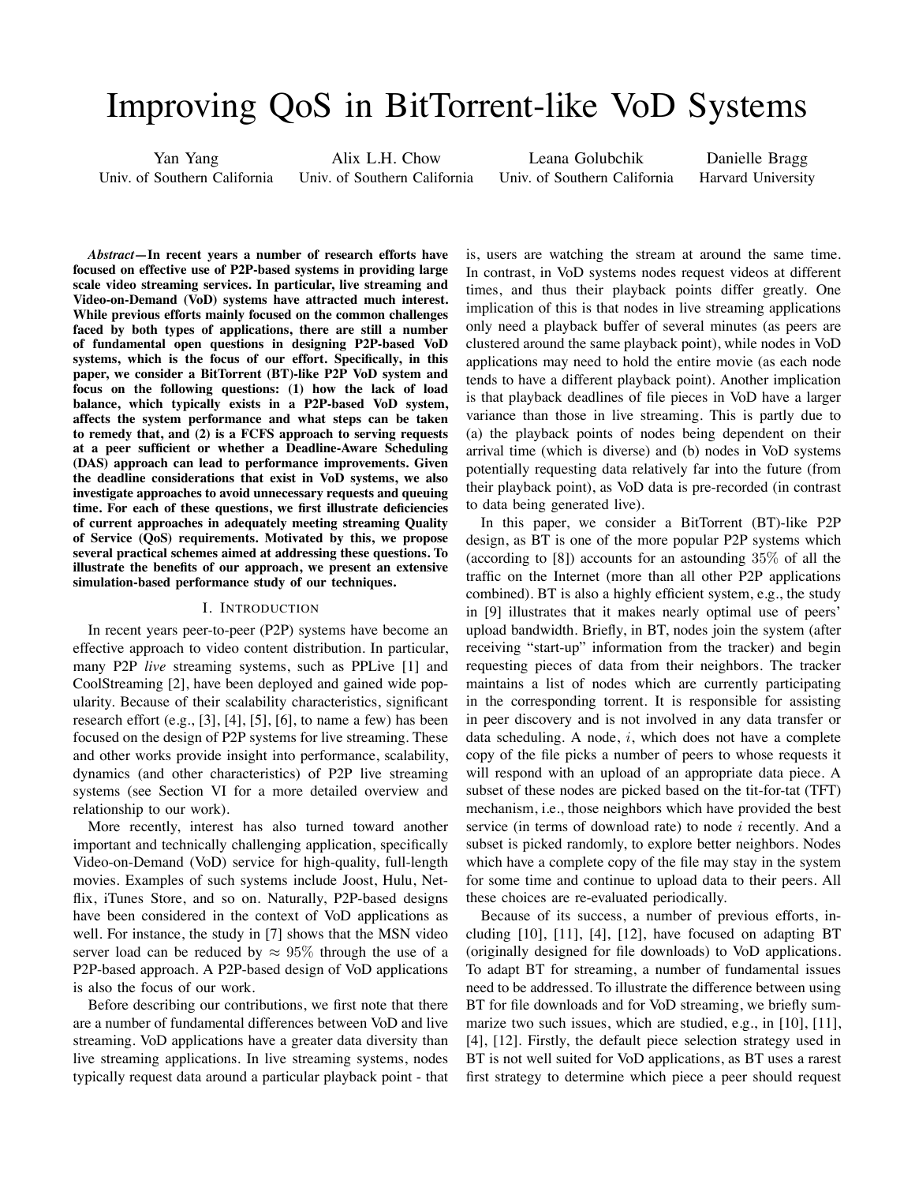# Improving QoS in BitTorrent-like VoD Systems

Yan Yang
Univ. of Southern California

Alix L.H. Chow
Univ. of Southern California

Leana Golubchik
Univ. of Southern California

Danielle Bragg
Harvard University

***Abstract*—In recent years a number of research efforts have focused on effective use of P2P-based systems in providing large scale video streaming services. In particular, live streaming and Video-on-Demand (VoD) systems have attracted much interest. While previous efforts mainly focused on the common challenges faced by both types of applications, there are still a number of fundamental open questions in designing P2P-based VoD systems, which is the focus of our effort. Specifically, in this paper, we consider a BitTorrent (BT)-like P2P VoD system and focus on the following questions: (1) how the lack of load balance, which typically exists in a P2P-based VoD system, affects the system performance and what steps can be taken to remedy that, and (2) is a FCFS approach to serving requests at a peer sufficient or whether a Deadline-Aware Scheduling (DAS) approach can lead to performance improvements. Given the deadline considerations that exist in VoD systems, we also investigate approaches to avoid unnecessary requests and queuing time. For each of these questions, we first illustrate deficiencies of current approaches in adequately meeting streaming Quality of Service (QoS) requirements. Motivated by this, we propose several practical schemes aimed at addressing these questions. To illustrate the benefits of our approach, we present an extensive simulation-based performance study of our techniques.**

## I. Introduction

In recent years peer-to-peer (P2P) systems have become an effective approach to video content distribution. In particular, many P2P *live* streaming systems, such as PPLive [1] and CoolStreaming [2], have been deployed and gained wide popularity. Because of their scalability characteristics, significant research effort (e.g., [3], [4], [5], [6], to name a few) has been focused on the design of P2P systems for live streaming. These and other works provide insight into performance, scalability, dynamics (and other characteristics) of P2P live streaming systems (see Section VI for a more detailed overview and relationship to our work).

More recently, interest has also turned toward another important and technically challenging application, specifically Video-on-Demand (VoD) service for high-quality, full-length movies. Examples of such systems include Joost, Hulu, Netflix, iTunes Store, and so on. Naturally, P2P-based designs have been considered in the context of VoD applications as well. For instance, the study in [7] shows that the MSN video server load can be reduced by $\approx 95\%$ through the use of a P2P-based approach. A P2P-based design of VoD applications is also the focus of our work.

Before describing our contributions, we first note that there are a number of fundamental differences between VoD and live streaming. VoD applications have a greater data diversity than live streaming applications. In live streaming systems, nodes typically request data around a particular playback point - that is, users are watching the stream at around the same time. In contrast, in VoD systems nodes request videos at different times, and thus their playback points differ greatly. One implication of this is that nodes in live streaming applications only need a playback buffer of several minutes (as peers are clustered around the same playback point), while nodes in VoD applications may need to hold the entire movie (as each node tends to have a different playback point). Another implication is that playback deadlines of file pieces in VoD have a larger variance than those in live streaming. This is partly due to (a) the playback points of nodes being dependent on their arrival time (which is diverse) and (b) nodes in VoD systems potentially requesting data relatively far into the future (from their playback point), as VoD data is pre-recorded (in contrast to data being generated live).

In this paper, we consider a BitTorrent (BT)-like P2P design, as BT is one of the more popular P2P systems which (according to [8]) accounts for an astounding $35\%$ of all the traffic on the Internet (more than all other P2P applications combined). BT is also a highly efficient system, e.g., the study in [9] illustrates that it makes nearly optimal use of peers' upload bandwidth. Briefly, in BT, nodes join the system (after receiving "start-up" information from the tracker) and begin requesting pieces of data from their neighbors. The tracker maintains a list of nodes which are currently participating in the corresponding torrent. It is responsible for assisting in peer discovery and is not involved in any data transfer or data scheduling. A node, $i$, which does not have a complete copy of the file picks a number of peers to whose requests it will respond with an upload of an appropriate data piece. A subset of these nodes are picked based on the tit-for-tat (TFT) mechanism, i.e., those neighbors which have provided the best service (in terms of download rate) to node $i$ recently. And a subset is picked randomly, to explore better neighbors. Nodes which have a complete copy of the file may stay in the system for some time and continue to upload data to their peers. All these choices are re-evaluated periodically.

Because of its success, a number of previous efforts, including [10], [11], [4], [12], have focused on adapting BT (originally designed for file downloads) to VoD applications. To adapt BT for streaming, a number of fundamental issues need to be addressed. To illustrate the difference between using BT for file downloads and for VoD streaming, we briefly summarize two such issues, which are studied, e.g., in [10], [11], [4], [12]. Firstly, the default piece selection strategy used in BT is not well suited for VoD applications, as BT uses a rarest first strategy to determine which piece a peer should request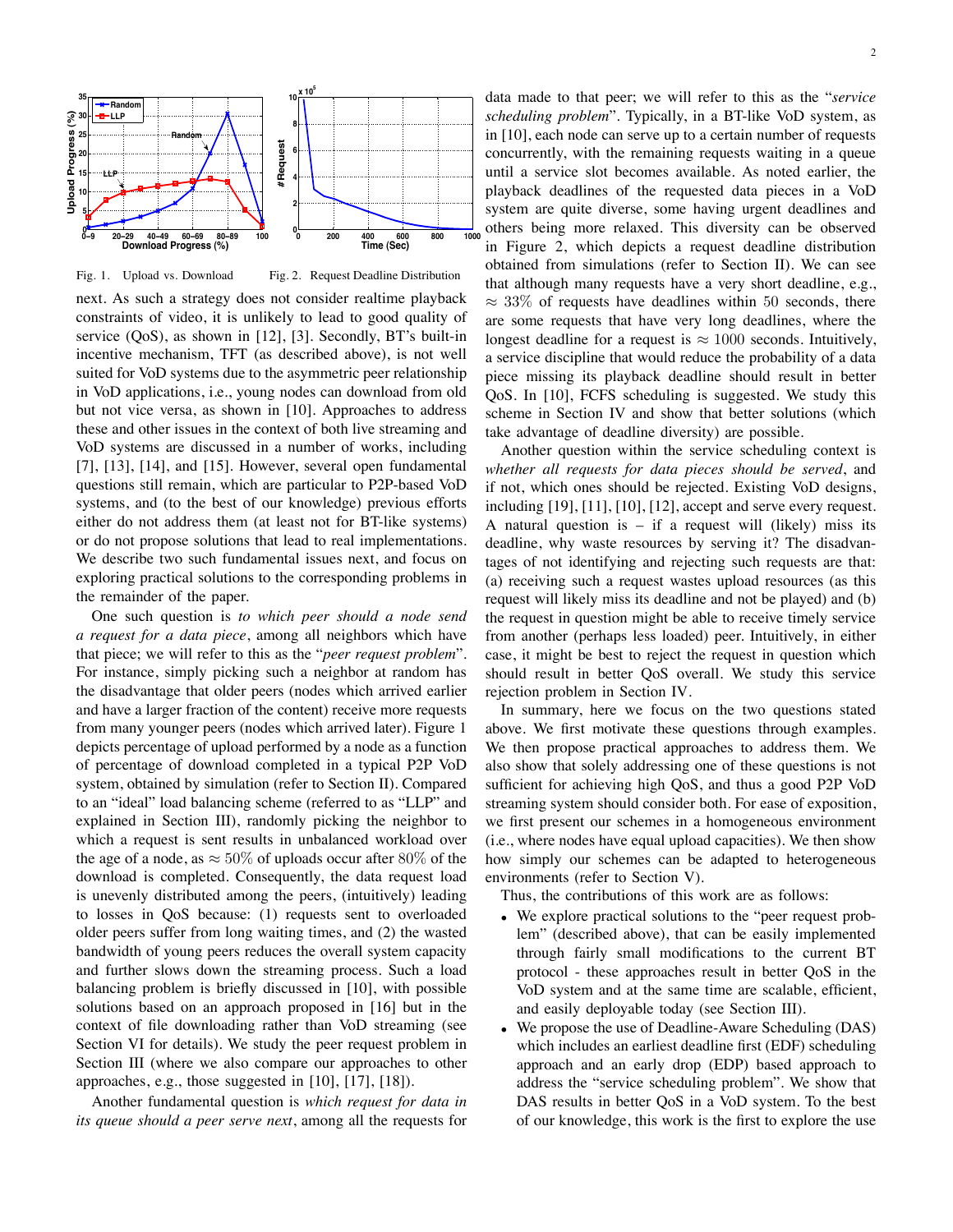Fig. 1. Upload vs. Download

Fig. 2. Request Deadline Distribution

next. As such a strategy does not consider realtime playback constraints of video, it is unlikely to lead to good quality of service (QoS), as shown in [12], [3]. Secondly, BT's built-in incentive mechanism, TFT (as described above), is not well suited for VoD systems due to the asymmetric peer relationship in VoD applications, i.e., young nodes can download from old but not vice versa, as shown in [10]. Approaches to address these and other issues in the context of both live streaming and VoD systems are discussed in a number of works, including [7], [13], [14], and [15]. However, several open fundamental questions still remain, which are particular to P2P-based VoD systems, and (to the best of our knowledge) previous efforts either do not address them (at least not for BT-like systems) or do not propose solutions that lead to real implementations. We describe two such fundamental issues next, and focus on exploring practical solutions to the corresponding problems in the remainder of the paper.

One such question is *to which peer should a node send a request for a data piece*, among all neighbors which have that piece; we will refer to this as the "*peer request problem*". For instance, simply picking such a neighbor at random has the disadvantage that older peers (nodes which arrived earlier and have a larger fraction of the content) receive more requests from many younger peers (nodes which arrived later). Figure 1 depicts percentage of upload performed by a node as a function of percentage of download completed in a typical P2P VoD system, obtained by simulation (refer to Section II). Compared to an "ideal" load balancing scheme (referred to as "LLP" and explained in Section III), randomly picking the neighbor to which a request is sent results in unbalanced workload over the age of a node, as $\approx 50\%$ of uploads occur after $80\%$ of the download is completed. Consequently, the data request load is unevenly distributed among the peers, (intuitively) leading to losses in QoS because: (1) requests sent to overloaded older peers suffer from long waiting times, and (2) the wasted bandwidth of young peers reduces the overall system capacity and further slows down the streaming process. Such a load balancing problem is briefly discussed in [10], with possible solutions based on an approach proposed in [16] but in the context of file downloading rather than VoD streaming (see Section VI for details). We study the peer request problem in Section III (where we also compare our approaches to other approaches, e.g., those suggested in [10], [17], [18]).

Another fundamental question is *which request for data in its queue should a peer serve next*, among all the requests for data made to that peer; we will refer to this as the "*service scheduling problem*". Typically, in a BT-like VoD system, as in [10], each node can serve up to a certain number of requests concurrently, with the remaining requests waiting in a queue until a service slot becomes available. As noted earlier, the playback deadlines of the requested data pieces in a VoD system are quite diverse, some having urgent deadlines and others being more relaxed. This diversity can be observed in Figure 2, which depicts a request deadline distribution obtained from simulations (refer to Section II). We can see that although many requests have a very short deadline, e.g., $\approx 33\%$ of requests have deadlines within $50$ seconds, there are some requests that have very long deadlines, where the longest deadline for a request is $\approx 1000$ seconds. Intuitively, a service discipline that would reduce the probability of a data piece missing its playback deadline should result in better QoS. In [10], FCFS scheduling is suggested. We study this scheme in Section IV and show that better solutions (which take advantage of deadline diversity) are possible.

Another question within the service scheduling context is *whether all requests for data pieces should be served*, and if not, which ones should be rejected. Existing VoD designs, including [19], [11], [10], [12], accept and serve every request. A natural question is – if a request will (likely) miss its deadline, why waste resources by serving it? The disadvantages of not identifying and rejecting such requests are that: (a) receiving such a request wastes upload resources (as this request will likely miss its deadline and not be played) and (b) the request in question might be able to receive timely service from another (perhaps less loaded) peer. Intuitively, in either case, it might be best to reject the request in question which should result in better QoS overall. We study this service rejection problem in Section IV.

In summary, here we focus on the two questions stated above. We first motivate these questions through examples. We then propose practical approaches to address them. We also show that solely addressing one of these questions is not sufficient for achieving high QoS, and thus a good P2P VoD streaming system should consider both. For ease of exposition, we first present our schemes in a homogeneous environment (i.e., where nodes have equal upload capacities). We then show how simply our schemes can be adapted to heterogeneous environments (refer to Section V).

Thus, the contributions of this work are as follows:

- We explore practical solutions to the "peer request problem" (described above), that can be easily implemented through fairly small modifications to the current BT protocol - these approaches result in better QoS in the VoD system and at the same time are scalable, efficient, and easily deployable today (see Section III).
- We propose the use of Deadline-Aware Scheduling (DAS) which includes an earliest deadline first (EDF) scheduling approach and an early drop (EDP) based approach to address the "service scheduling problem". We show that DAS results in better QoS in a VoD system. To the best of our knowledge, this work is the first to explore the use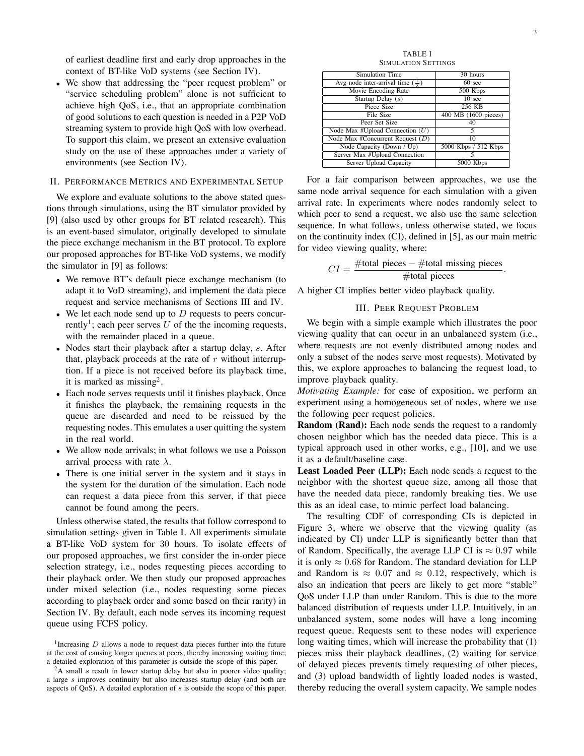of earliest deadline first and early drop approaches in the context of BT-like VoD systems (see Section IV).

- We show that addressing the "peer request problem" or "service scheduling problem" alone is not sufficient to achieve high QoS, i.e., that an appropriate combination of good solutions to each question is needed in a P2P VoD streaming system to provide high QoS with low overhead. To support this claim, we present an extensive evaluation study on the use of these approaches under a variety of environments (see Section IV).

## II. Performance Metrics and Experimental Setup

We explore and evaluate solutions to the above stated questions through simulations, using the BT simulator provided by [9] (also used by other groups for BT related research). This is an event-based simulator, originally developed to simulate the piece exchange mechanism in the BT protocol. To explore our proposed approaches for BT-like VoD systems, we modify the simulator in [9] as follows:

- We remove BT's default piece exchange mechanism (to adapt it to VoD streaming), and implement the data piece request and service mechanisms of Sections III and IV.
- We let each node send up to $D$ requests to peers concurrently[1]; each peer serves $U$ of the the incoming requests, with the remainder placed in a queue.
- Nodes start their playback after a startup delay, $s$. After that, playback proceeds at the rate of $r$ without interruption. If a piece is not received before its playback time, it is marked as missing[2].
- Each node serves requests until it finishes playback. Once it finishes the playback, the remaining requests in the queue are discarded and need to be reissued by the requesting nodes. This emulates a user quitting the system in the real world.
- We allow node arrivals; in what follows we use a Poisson arrival process with rate $\lambda$.
- There is one initial server in the system and it stays in the system for the duration of the simulation. Each node can request a data piece from this server, if that piece cannot be found among the peers.

Unless otherwise stated, the results that follow correspond to simulation settings given in Table I. All experiments simulate a BT-like VoD system for 30 hours. To isolate effects of our proposed approaches, we first consider the in-order piece selection strategy, i.e., nodes requesting pieces according to their playback order. We then study our proposed approaches under mixed selection (i.e., nodes requesting some pieces according to playback order and some based on their rarity) in Section IV. By default, each node serves its incoming request queue using FCFS policy.

[1] Increasing $D$ allows a node to request data pieces further into the future at the cost of causing longer queues at peers, thereby increasing waiting time; a detailed exploration of this parameter is outside the scope of this paper.

[2] A small $s$ result in lower startup delay but also in poorer video quality; a large $s$ improves continuity but also increases startup delay (and both are aspects of QoS). A detailed exploration of $s$ is outside the scope of this paper.

TABLE I
Simulation Settings

| Parameter | Value |
|---|---|
| Simulation Time | 30 hours |
| Avg node inter-arrival time ($\frac{1}{\lambda}$) | 60 sec |
| Movie Encoding Rate | 500 Kbps |
| Startup Delay ($s$) | 10 sec |
| Piece Size | 256 KB |
| File Size | 400 MB (1600 pieces) |
| Peer Set Size | 40 |
| Node Max #Upload Connection ($U$) | 5 |
| Node Max #Concurrent Request ($D$) | 10 |
| Node Capacity (Down / Up) | 5000 Kbps / 512 Kbps |
| Server Max #Upload Connection | 5 |
| Server Upload Capacity | 5000 Kbps |

For a fair comparison between approaches, we use the same node arrival sequence for each simulation with a given arrival rate. In experiments where nodes randomly select to which peer to send a request, we also use the same selection sequence. In what follows, unless otherwise stated, we focus on the continuity index (CI), defined in [5], as our main metric for video viewing quality, where:

$$CI = \frac{\#\text{total pieces} - \#\text{total missing pieces}}{\#\text{total pieces}}.$$

A higher CI implies better video playback quality.

## III. Peer Request Problem

We begin with a simple example which illustrates the poor viewing quality that can occur in an unbalanced system (i.e., where requests are not evenly distributed among nodes and only a subset of the nodes serve most requests). Motivated by this, we explore approaches to balancing the request load, to improve playback quality.

*Motivating Example:* for ease of exposition, we perform an experiment using a homogeneous set of nodes, where we use the following peer request policies.

**Random (Rand):** Each node sends the request to a randomly chosen neighbor which has the needed data piece. This is a typical approach used in other works, e.g., [10], and we use it as a default/baseline case.

**Least Loaded Peer (LLP):** Each node sends a request to the neighbor with the shortest queue size, among all those that have the needed data piece, randomly breaking ties. We use this as an ideal case, to mimic perfect load balancing.

The resulting CDF of corresponding CIs is depicted in Figure 3, where we observe that the viewing quality (as indicated by CI) under LLP is significantly better than that of Random. Specifically, the average LLP CI is $\approx 0.97$ while it is only $\approx 0.68$ for Random. The standard deviation for LLP and Random is $\approx 0.07$ and $\approx 0.12$, respectively, which is also an indication that peers are likely to get more "stable" QoS under LLP than under Random. This is due to the more balanced distribution of requests under LLP. Intuitively, in an unbalanced system, some nodes will have a long incoming request queue. Requests sent to these nodes will experience long waiting times, which will increase the probability that (1) pieces miss their playback deadlines, (2) waiting for service of delayed pieces prevents timely requesting of other pieces, and (3) upload bandwidth of lightly loaded nodes is wasted, thereby reducing the overall system capacity. We sample nodes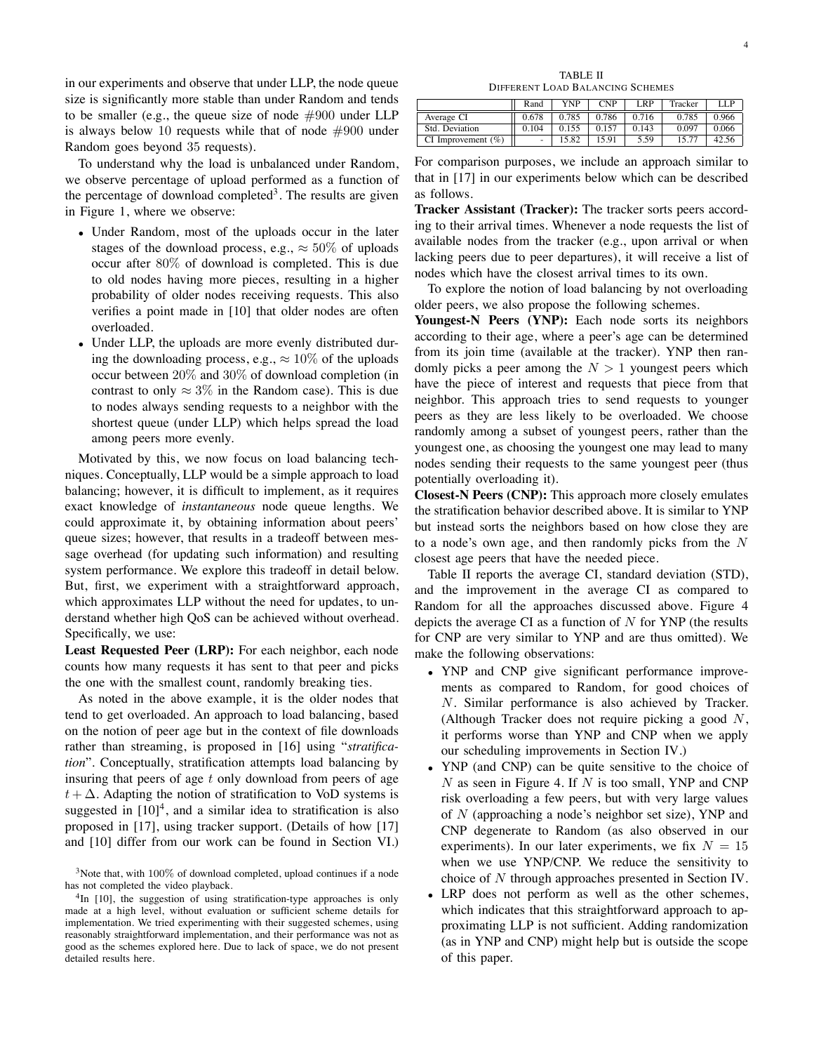in our experiments and observe that under LLP, the node queue size is significantly more stable than under Random and tends to be smaller (e.g., the queue size of node #900 under LLP is always below 10 requests while that of node #900 under Random goes beyond 35 requests).

To understand why the load is unbalanced under Random, we observe percentage of upload performed as a function of the percentage of download completed[3]. The results are given in Figure 1, where we observe:

- Under Random, most of the uploads occur in the later stages of the download process, e.g., $\approx 50\%$ of uploads occur after $80\%$ of download is completed. This is due to old nodes having more pieces, resulting in a higher probability of older nodes receiving requests. This also verifies a point made in [10] that older nodes are often overloaded.
- Under LLP, the uploads are more evenly distributed during the downloading process, e.g., $\approx 10\%$ of the uploads occur between $20\%$ and $30\%$ of download completion (in contrast to only $\approx 3\%$ in the Random case). This is due to nodes always sending requests to a neighbor with the shortest queue (under LLP) which helps spread the load among peers more evenly.

Motivated by this, we now focus on load balancing techniques. Conceptually, LLP would be a simple approach to load balancing; however, it is difficult to implement, as it requires exact knowledge of *instantaneous* node queue lengths. We could approximate it, by obtaining information about peers' queue sizes; however, that results in a tradeoff between message overhead (for updating such information) and resulting system performance. We explore this tradeoff in detail below. But, first, we experiment with a straightforward approach, which approximates LLP without the need for updates, to understand whether high QoS can be achieved without overhead. Specifically, we use:

**Least Requested Peer (LRP):** For each neighbor, each node counts how many requests it has sent to that peer and picks the one with the smallest count, randomly breaking ties.

As noted in the above example, it is the older nodes that tend to get overloaded. An approach to load balancing, based on the notion of peer age but in the context of file downloads rather than streaming, is proposed in [16] using "*stratification*". Conceptually, stratification attempts load balancing by insuring that peers of age $t$ only download from peers of age $t + \Delta$. Adapting the notion of stratification to VoD systems is suggested in [10][4], and a similar idea to stratification is also proposed in [17], using tracker support. (Details of how [17] and [10] differ from our work can be found in Section VI.)

[3] Note that, with $100\%$ of download completed, upload continues if a node has not completed the video playback.

[4] In [10], the suggestion of using stratification-type approaches is only made at a high level, without evaluation or sufficient scheme details for implementation. We tried experimenting with their suggested schemes, using reasonably straightforward implementation, and their performance was not as good as the schemes explored here. Due to lack of space, we do not present detailed results here.

TABLE II
DIFFERENT LOAD BALANCING SCHEMES

| | Rand | YNP | CNP | LRP | Tracker | LLP |
|---|---|---|---|---|---|---|
| Average CI | 0.678 | 0.785 | 0.786 | 0.716 | 0.785 | 0.966 |
| Std. Deviation | 0.104 | 0.155 | 0.157 | 0.143 | 0.097 | 0.066 |
| CI Improvement (%) | - | 15.82 | 15.91 | 5.59 | 15.77 | 42.56 |

For comparison purposes, we include an approach similar to that in [17] in our experiments below which can be described as follows.

**Tracker Assistant (Tracker):** The tracker sorts peers according to their arrival times. Whenever a node requests the list of available nodes from the tracker (e.g., upon arrival or when lacking peers due to peer departures), it will receive a list of nodes which have the closest arrival times to its own.

To explore the notion of load balancing by not overloading older peers, we also propose the following schemes.

**Youngest-N Peers (YNP):** Each node sorts its neighbors according to their age, where a peer's age can be determined from its join time (available at the tracker). YNP then randomly picks a peer among the $N > 1$ youngest peers which have the piece of interest and requests that piece from that neighbor. This approach tries to send requests to younger peers as they are less likely to be overloaded. We choose randomly among a subset of youngest peers, rather than the youngest one, as choosing the youngest one may lead to many nodes sending their requests to the same youngest peer (thus potentially overloading it).

**Closest-N Peers (CNP):** This approach more closely emulates the stratification behavior described above. It is similar to YNP but instead sorts the neighbors based on how close they are to a node's own age, and then randomly picks from the $N$ closest age peers that have the needed piece.

Table II reports the average CI, standard deviation (STD), and the improvement in the average CI as compared to Random for all the approaches discussed above. Figure 4 depicts the average CI as a function of $N$ for YNP (the results for CNP are very similar to YNP and are thus omitted). We make the following observations:

- YNP and CNP give significant performance improvements as compared to Random, for good choices of $N$. Similar performance is also achieved by Tracker. (Although Tracker does not require picking a good $N$, it performs worse than YNP and CNP when we apply our scheduling improvements in Section IV.)
- YNP (and CNP) can be quite sensitive to the choice of $N$ as seen in Figure 4. If $N$ is too small, YNP and CNP risk overloading a few peers, but with very large values of $N$ (approaching a node's neighbor set size), YNP and CNP degenerate to Random (as also observed in our experiments). In our later experiments, we fix $N = 15$ when we use YNP/CNP. We reduce the sensitivity to choice of $N$ through approaches presented in Section IV.
- LRP does not perform as well as the other schemes, which indicates that this straightforward approach to approximating LLP is not sufficient. Adding randomization (as in YNP and CNP) might help but is outside the scope of this paper.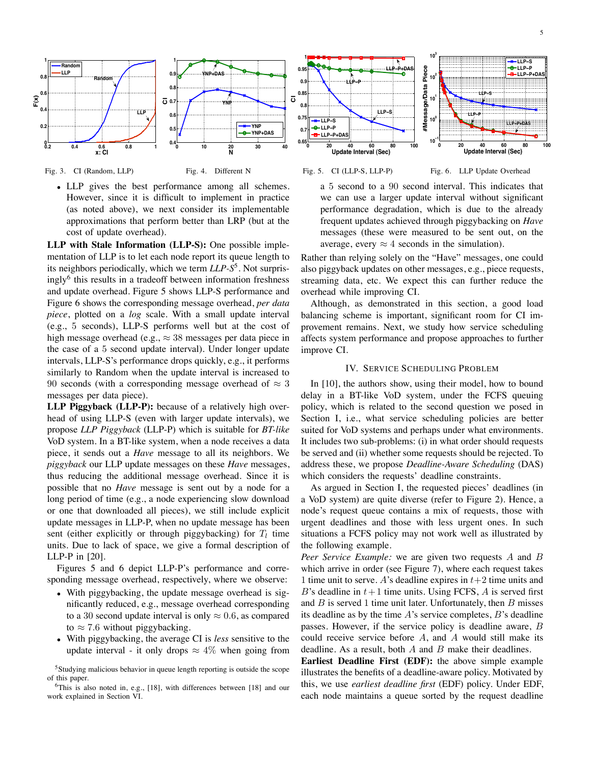Fig. 3. CI (Random, LLP)

Fig. 4. Different N

Fig. 5. CI (LLP-S, LLP-P)

Fig. 6. LLP Update Overhead

- LLP gives the best performance among all schemes. However, since it is difficult to implement in practice (as noted above), we next consider its implementable approximations that perform better than LRP (but at the cost of update overhead).

**LLP with Stale Information (LLP-S):** One possible implementation of LLP is to let each node report its queue length to its neighbors periodically, which we term *LLP-S*[5]. Not surprisingly[6] this results in a tradeoff between information freshness and update overhead. Figure 5 shows LLP-S performance and Figure 6 shows the corresponding message overhead, *per data piece*, plotted on a *log* scale. With a small update interval (e.g., 5 seconds), LLP-S performs well but at the cost of high message overhead (e.g., $\approx 38$ messages per data piece in the case of a 5 second update interval). Under longer update intervals, LLP-S's performance drops quickly, e.g., it performs similarly to Random when the update interval is increased to 90 seconds (with a corresponding message overhead of $\approx 3$ messages per data piece).

**LLP Piggyback (LLP-P):** because of a relatively high overhead of using LLP-S (even with larger update intervals), we propose *LLP Piggyback* (LLP-P) which is suitable for *BT-like* VoD system. In a BT-like system, when a node receives a data piece, it sends out a *Have* message to all its neighbors. We *piggyback* our LLP update messages on these *Have* messages, thus reducing the additional message overhead. Since it is possible that no *Have* message is sent out by a node for a long period of time (e.g., a node experiencing slow download or one that downloaded all pieces), we still include explicit update messages in LLP-P, when no update message has been sent (either explicitly or through piggybacking) for $T_l$ time units. Due to lack of space, we give a formal description of LLP-P in [20].

Figures 5 and 6 depict LLP-P's performance and corresponding message overhead, respectively, where we observe:

- With piggybacking, the update message overhead is significantly reduced, e.g., message overhead corresponding to a 30 second update interval is only $\approx 0.6$, as compared to $\approx 7.6$ without piggybacking.
- With piggybacking, the average CI is *less* sensitive to the update interval - it only drops $\approx 4\%$ when going from a 5 second to a 90 second interval. This indicates that we can use a larger update interval without significant performance degradation, which is due to the already frequent updates achieved through piggybacking on *Have* messages (these were measured to be sent out, on the average, every $\approx 4$ seconds in the simulation).

Rather than relying solely on the "Have" messages, one could also piggyback updates on other messages, e.g., piece requests, streaming data, etc. We expect this can further reduce the overhead while improving CI.

Although, as demonstrated in this section, a good load balancing scheme is important, significant room for CI improvement remains. Next, we study how service scheduling affects system performance and propose approaches to further improve CI.

## IV. Service Scheduling Problem

In [10], the authors show, using their model, how to bound delay in a BT-like VoD system, under the FCFS queuing policy, which is related to the second question we posed in Section I, i.e., what service scheduling policies are better suited for VoD systems and perhaps under what environments. It includes two sub-problems: (i) in what order should requests be served and (ii) whether some requests should be rejected. To address these, we propose *Deadline-Aware Scheduling* (DAS) which considers the requests' deadline constraints.

As argued in Section I, the requested pieces' deadlines (in a VoD system) are quite diverse (refer to Figure 2). Hence, a node's request queue contains a mix of requests, those with urgent deadlines and those with less urgent ones. In such situations a FCFS policy may not work well as illustrated by the following example.

*Peer Service Example:* we are given two requests $A$ and $B$ which arrive in order (see Figure 7), where each request takes 1 time unit to serve. $A$'s deadline expires in $t+2$ time units and $B$'s deadline in $t+1$ time units. Using FCFS, $A$ is served first and $B$ is served 1 time unit later. Unfortunately, then $B$ misses its deadline as by the time $A$'s service completes, $B$'s deadline passes. However, if the service policy is deadline aware, $B$ could receive service before $A$, and $A$ would still make its deadline. As a result, both $A$ and $B$ make their deadlines.

**Earliest Deadline First (EDF):** the above simple example illustrates the benefits of a deadline-aware policy. Motivated by this, we use *earliest deadline first* (EDF) policy. Under EDF, each node maintains a queue sorted by the request deadline

[5] Studying malicious behavior in queue length reporting is outside the scope of this paper.

[6] This is also noted in, e.g., [18], with differences between [18] and our work explained in Section VI.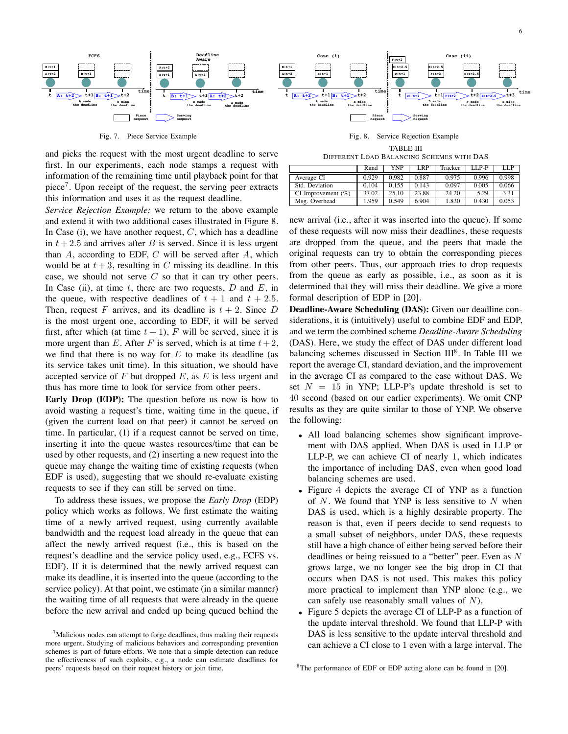Fig. 7. Piece Service Example

Fig. 8. Service Rejection Example

and picks the request with the most urgent deadline to serve first. In our experiments, each node stamps a request with information of the remaining time until playback point for that piece[7]. Upon receipt of the request, the serving peer extracts this information and uses it as the request deadline.

*Service Rejection Example:* we return to the above example and extend it with two additional cases illustrated in Figure 8. In Case (i), we have another request, $C$, which has a deadline in $t+2.5$ and arrives after $B$ is served. Since it is less urgent than $A$, according to EDF, $C$ will be served after $A$, which would be at $t+3$, resulting in $C$ missing its deadline. In this case, we should not serve $C$ so that it can try other peers. In Case (ii), at time $t$, there are two requests, $D$ and $E$, in the queue, with respective deadlines of $t+1$ and $t+2.5$. Then, request $F$ arrives, and its deadline is $t+2$. Since $D$ is the most urgent one, according to EDF, it will be served first, after which (at time $t+1$), $F$ will be served, since it is more urgent than $E$. After $F$ is served, which is at time $t+2$, we find that there is no way for $E$ to make its deadline (as its service takes unit time). In this situation, we should have accepted service of $F$ but dropped $E$, as $E$ is less urgent and thus has more time to look for service from other peers.

**Early Drop (EDP):** The question before us now is how to avoid wasting a request's time, waiting time in the queue, if (given the current load on that peer) it cannot be served on time. In particular, (1) if a request cannot be served on time, inserting it into the queue wastes resources/time that can be used by other requests, and (2) inserting a new request into the queue may change the waiting time of existing requests (when EDF is used), suggesting that we should re-evaluate existing requests to see if they can still be served on time.

To address these issues, we propose the *Early Drop* (EDP) policy which works as follows. We first estimate the waiting time of a newly arrived request, using currently available bandwidth and the request load already in the queue that can affect the newly arrived request (i.e., this is based on the request's deadline and the service policy used, e.g., FCFS vs. EDF). If it is determined that the newly arrived request can make its deadline, it is inserted into the queue (according to the service policy). At that point, we estimate (in a similar manner) the waiting time of all requests that were already in the queue before the new arrival and ended up being queued behind the new arrival (i.e., after it was inserted into the queue). If some of these requests will now miss their deadlines, these requests are dropped from the queue, and the peers that made the original requests can try to obtain the corresponding pieces from other peers. Thus, our approach tries to drop requests from the queue as early as possible, i.e., as soon as it is determined that they will miss their deadline. We give a more formal description of EDP in [20].

**Deadline-Aware Scheduling (DAS):** Given our deadline considerations, it is (intuitively) useful to combine EDF and EDP, and we term the combined scheme *Deadline-Aware Scheduling* (DAS). Here, we study the effect of DAS under different load balancing schemes discussed in Section III[8]. In Table III we report the average CI, standard deviation, and the improvement in the average CI as compared to the case without DAS. We set $N = 15$ in YNP; LLP-P's update threshold is set to 40 second (based on our earlier experiments). We omit CNP results as they are quite similar to those of YNP. We observe the following:

TABLE III
DIFFERENT LOAD BALANCING SCHEMES WITH DAS

| | Rand | YNP | LRP | Tracker | LLP-P | LLP |
|---|---|---|---|---|---|---|
| Average CI | 0.929 | 0.982 | 0.887 | 0.975 | 0.996 | 0.998 |
| Std. Deviation | 0.104 | 0.155 | 0.143 | 0.097 | 0.005 | 0.066 |
| CI Improvement (%) | 37.02 | 25.10 | 23.88 | 24.20 | 5.29 | 3.31 |
| Msg. Overhead | 1.959 | 0.549 | 6.904 | 1.830 | 0.430 | 0.053 |

- All load balancing schemes show significant improvement with DAS applied. When DAS is used in LLP or LLP-P, we can achieve CI of nearly 1, which indicates the importance of including DAS, even when good load balancing schemes are used.
- Figure 4 depicts the average CI of YNP as a function of $N$. We found that YNP is less sensitive to $N$ when DAS is used, which is a highly desirable property. The reason is that, even if peers decide to send requests to a small subset of neighbors, under DAS, these requests still have a high chance of either being served before their deadlines or being reissued to a "better" peer. Even as $N$ grows large, we no longer see the big drop in CI that occurs when DAS is not used. This makes this policy more practical to implement than YNP alone (e.g., we can safely use reasonably small values of $N$).
- Figure 5 depicts the average CI of LLP-P as a function of the update interval threshold. We found that LLP-P with DAS is less sensitive to the update interval threshold and can achieve a CI close to 1 even with a large interval. The

[7] Malicious nodes can attempt to forge deadlines, thus making their requests more urgent. Studying of malicious behaviors and corresponding prevention schemes is part of future efforts. We note that a simple detection can reduce the effectiveness of such exploits, e.g., a node can estimate deadlines for peers' requests based on their request history or join time.

[8] The performance of EDF or EDP acting alone can be found in [20].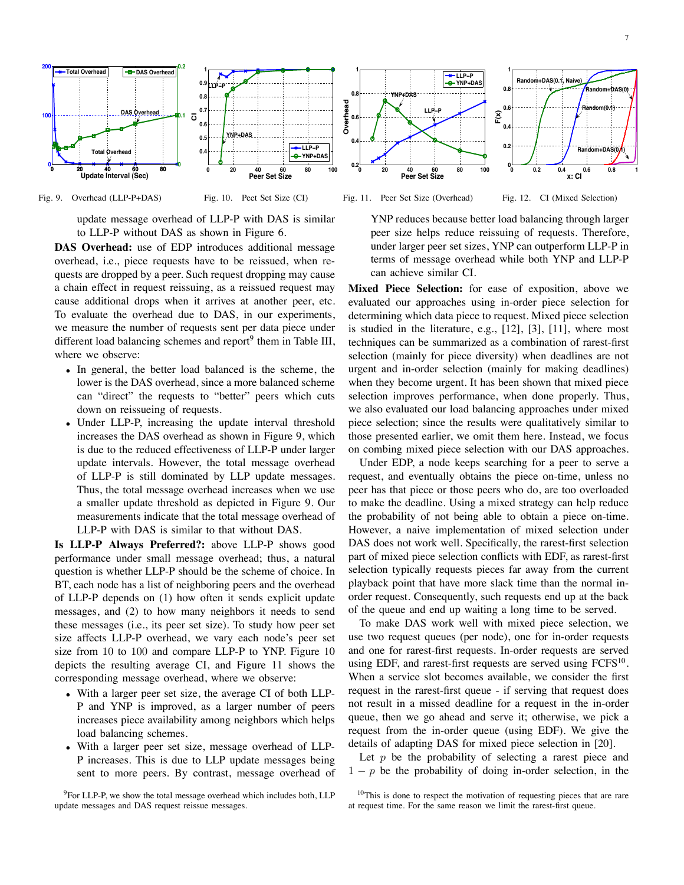Fig. 9. Overhead (LLP-P+DAS)

Fig. 10. Peet Set Size (CI)

Fig. 11. Peer Set Size (Overhead)

Fig. 12. CI (Mixed Selection)

update message overhead of LLP-P with DAS is similar to LLP-P without DAS as shown in Figure 6.

**DAS Overhead:** use of EDP introduces additional message overhead, i.e., piece requests have to be reissued, when requests are dropped by a peer. Such request dropping may cause a chain effect in request reissuing, as a reissued request may cause additional drops when it arrives at another peer, etc. To evaluate the overhead due to DAS, in our experiments, we measure the number of requests sent per data piece under different load balancing schemes and report[9] them in Table III, where we observe:

- In general, the better load balanced is the scheme, the lower is the DAS overhead, since a more balanced scheme can "direct" the requests to "better" peers which cuts down on reissueing of requests.
- Under LLP-P, increasing the update interval threshold increases the DAS overhead as shown in Figure 9, which is due to the reduced effectiveness of LLP-P under larger update intervals. However, the total message overhead of LLP-P is still dominated by LLP update messages. Thus, the total message overhead increases when we use a smaller update threshold as depicted in Figure 9. Our measurements indicate that the total message overhead of LLP-P with DAS is similar to that without DAS.

**Is LLP-P Always Preferred?:** above LLP-P shows good performance under small message overhead; thus, a natural question is whether LLP-P should be the scheme of choice. In BT, each node has a list of neighboring peers and the overhead of LLP-P depends on (1) how often it sends explicit update messages, and (2) to how many neighbors it needs to send these messages (i.e., its peer set size). To study how peer set size affects LLP-P overhead, we vary each node's peer set size from 10 to 100 and compare LLP-P to YNP. Figure 10 depicts the resulting average CI, and Figure 11 shows the corresponding message overhead, where we observe:

- With a larger peer set size, the average CI of both LLP-P and YNP is improved, as a larger number of peers increases piece availability among neighbors which helps load balancing schemes.
- With a larger peer set size, message overhead of LLP-P increases. This is due to LLP update messages being sent to more peers. By contrast, message overhead of YNP reduces because better load balancing through larger peer size helps reduce reissuing of requests. Therefore, under larger peer set sizes, YNP can outperform LLP-P in terms of message overhead while both YNP and LLP-P can achieve similar CI.

**Mixed Piece Selection:** for ease of exposition, above we evaluated our approaches using in-order piece selection for determining which data piece to request. Mixed piece selection is studied in the literature, e.g., [12], [3], [11], where most techniques can be summarized as a combination of rarest-first selection (mainly for piece diversity) when deadlines are not urgent and in-order selection (mainly for making deadlines) when they become urgent. It has been shown that mixed piece selection improves performance, when done properly. Thus, we also evaluated our load balancing approaches under mixed piece selection; since the results were qualitatively similar to those presented earlier, we omit them here. Instead, we focus on combing mixed piece selection with our DAS approaches.

Under EDP, a node keeps searching for a peer to serve a request, and eventually obtains the piece on-time, unless no peer has that piece or those peers who do, are too overloaded to make the deadline. Using a mixed strategy can help reduce the probability of not being able to obtain a piece on-time. However, a naive implementation of mixed selection under DAS does not work well. Specifically, the rarest-first selection part of mixed piece selection conflicts with EDF, as rarest-first selection typically requests pieces far away from the current playback point that have more slack time than the normal in-order request. Consequently, such requests end up at the back of the queue and end up waiting a long time to be served.

To make DAS work well with mixed piece selection, we use two request queues (per node), one for in-order requests and one for rarest-first requests. In-order requests are served using EDF, and rarest-first requests are served using FCFS[10]. When a service slot becomes available, we consider the first request in the rarest-first queue - if serving that request does not result in a missed deadline for a request in the in-order queue, then we go ahead and serve it; otherwise, we pick a request from the in-order queue (using EDF). We give the details of adapting DAS for mixed piece selection in [20].

Let $p$ be the probability of selecting a rarest piece and $1 - p$ be the probability of doing in-order selection, in the

[9] For LLP-P, we show the total message overhead which includes both, LLP update messages and DAS request reissue messages.

[10] This is done to respect the motivation of requesting pieces that are rare at request time. For the same reason we limit the rarest-first queue.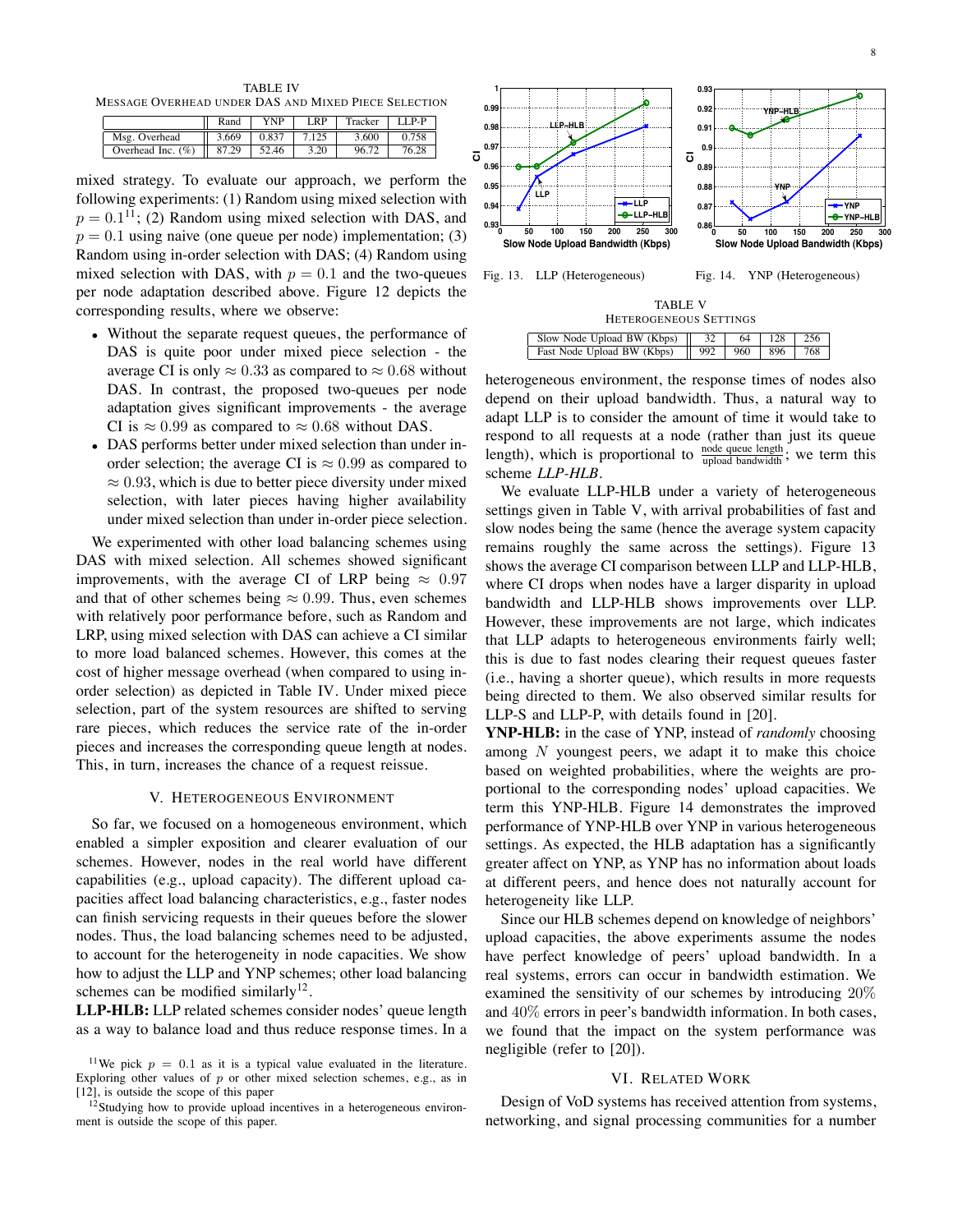TABLE IV
MESSAGE OVERHEAD UNDER DAS AND MIXED PIECE SELECTION

| | Rand | YNP | LRP | Tracker | LLP-P |
|---|---|---|---|---|---|
| Msg. Overhead | 3.669 | 0.837 | 7.125 | 3.600 | 0.758 |
| Overhead Inc. (%) | 87.29 | 52.46 | 3.20 | 96.72 | 76.28 |

mixed strategy. To evaluate our approach, we perform the following experiments: (1) Random using mixed selection with $p = 0.1$[11]; (2) Random using mixed selection with DAS, and $p = 0.1$ using naive (one queue per node) implementation; (3) Random using in-order selection with DAS; (4) Random using mixed selection with DAS, with $p = 0.1$ and the two-queues per node adaptation described above. Figure 12 depicts the corresponding results, where we observe:

- Without the separate request queues, the performance of DAS is quite poor under mixed piece selection - the average CI is only $\approx 0.33$ as compared to $\approx 0.68$ without DAS. In contrast, the proposed two-queues per node adaptation gives significant improvements - the average CI is $\approx 0.99$ as compared to $\approx 0.68$ without DAS.
- DAS performs better under mixed selection than under in-order selection; the average CI is $\approx 0.99$ as compared to $\approx 0.93$, which is due to better piece diversity under mixed selection, with later pieces having higher availability under mixed selection than under in-order piece selection.

We experimented with other load balancing schemes using DAS with mixed selection. All schemes showed significant improvements, with the average CI of LRP being $\approx 0.97$ and that of other schemes being $\approx 0.99$. Thus, even schemes with relatively poor performance before, such as Random and LRP, using mixed selection with DAS can achieve a CI similar to more load balanced schemes. However, this comes at the cost of higher message overhead (when compared to using in-order selection) as depicted in Table IV. Under mixed piece selection, part of the system resources are shifted to serving rare pieces, which reduces the service rate of the in-order pieces and increases the corresponding queue length at nodes. This, in turn, increases the chance of a request reissue.

## V. HETEROGENEOUS ENVIRONMENT

So far, we focused on a homogeneous environment, which enabled a simpler exposition and clearer evaluation of our schemes. However, nodes in the real world have different capabilities (e.g., upload capacity). The different upload capacities affect load balancing characteristics, e.g., faster nodes can finish servicing requests in their queues before the slower nodes. Thus, the load balancing schemes need to be adjusted, to account for the heterogeneity in node capacities. We show how to adjust the LLP and YNP schemes; other load balancing schemes can be modified similarly[12].

**LLP-HLB:** LLP related schemes consider nodes' queue length as a way to balance load and thus reduce response times. In a heterogeneous environment, the response times of nodes also depend on their upload bandwidth. Thus, a natural way to adapt LLP is to consider the amount of time it would take to respond to all requests at a node (rather than just its queue length), which is proportional to $\frac{\text{node queue length}}{\text{upload bandwidth}}$; we term this scheme *LLP-HLB*.

We evaluate LLP-HLB under a variety of heterogeneous settings given in Table V, with arrival probabilities of fast and slow nodes being the same (hence the average system capacity remains roughly the same across the settings). Figure 13 shows the average CI comparison between LLP and LLP-HLB, where CI drops when nodes have a larger disparity in upload bandwidth and LLP-HLB shows improvements over LLP. However, these improvements are not large, which indicates that LLP adapts to heterogeneous environments fairly well; this is due to fast nodes clearing their request queues faster (i.e., having a shorter queue), which results in more requests being directed to them. We also observed similar results for LLP-S and LLP-P, with details found in [20].

Fig. 13. LLP (Heterogeneous)

Fig. 14. YNP (Heterogeneous)

TABLE V
HETEROGENEOUS SETTINGS

| Slow Node Upload BW (Kbps) | 32 | 64 | 128 | 256 |
|---|---|---|---|---|
| Fast Node Upload BW (Kbps) | 992 | 960 | 896 | 768 |

**YNP-HLB:** in the case of YNP, instead of *randomly* choosing among $N$ youngest peers, we adapt it to make this choice based on weighted probabilities, where the weights are proportional to the corresponding nodes' upload capacities. We term this YNP-HLB. Figure 14 demonstrates the improved performance of YNP-HLB over YNP in various heterogeneous settings. As expected, the HLB adaptation has a significantly greater affect on YNP, as YNP has no information about loads at different peers, and hence does not naturally account for heterogeneity like LLP.

Since our HLB schemes depend on knowledge of neighbors' upload capacities, the above experiments assume the nodes have perfect knowledge of peers' upload bandwidth. In a real systems, errors can occur in bandwidth estimation. We examined the sensitivity of our schemes by introducing $20\%$ and $40\%$ errors in peer's bandwidth information. In both cases, we found that the impact on the system performance was negligible (refer to [20]).

## VI. RELATED WORK

Design of VoD systems has received attention from systems, networking, and signal processing communities for a number

[11] We pick $p = 0.1$ as it is a typical value evaluated in the literature. Exploring other values of $p$ or other mixed selection schemes, e.g., as in [12], is outside the scope of this paper

[12] Studying how to provide upload incentives in a heterogeneous environment is outside the scope of this paper.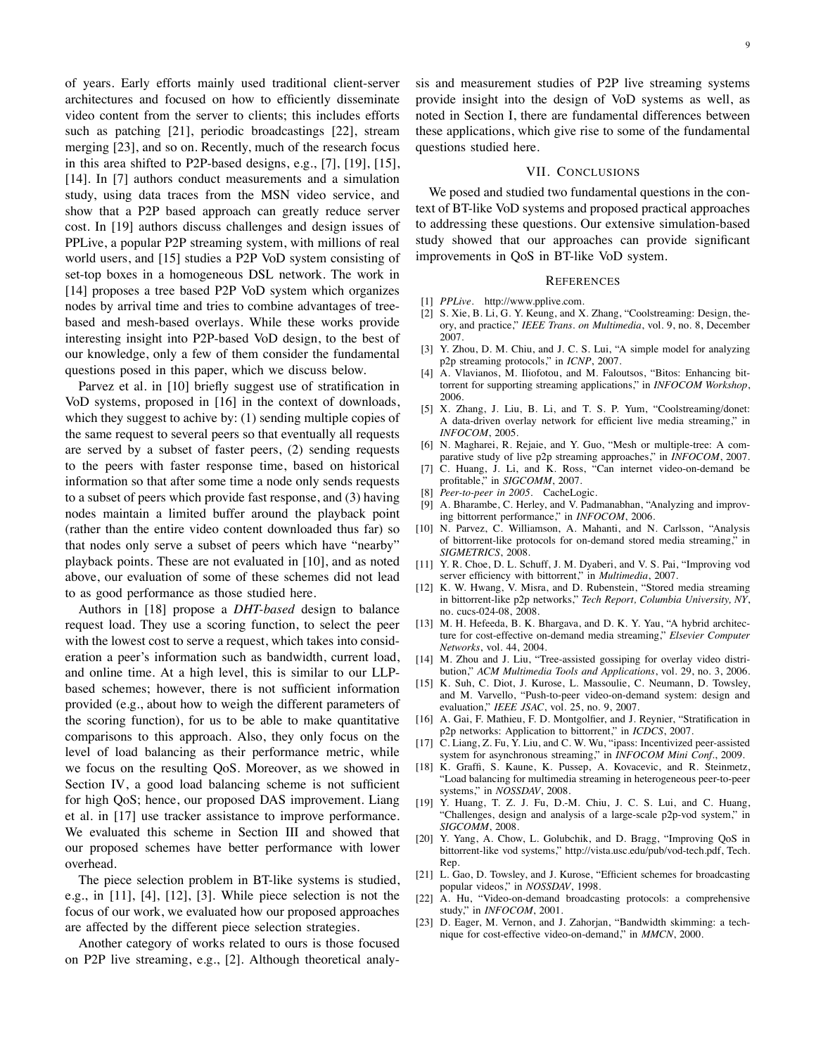of years. Early efforts mainly used traditional client-server architectures and focused on how to efficiently disseminate video content from the server to clients; this includes efforts such as patching [21], periodic broadcastings [22], stream merging [23], and so on. Recently, much of the research focus in this area shifted to P2P-based designs, e.g., [7], [19], [15], [14]. In [7] authors conduct measurements and a simulation study, using data traces from the MSN video service, and show that a P2P based approach can greatly reduce server cost. In [19] authors discuss challenges and design issues of PPLive, a popular P2P streaming system, with millions of real world users, and [15] studies a P2P VoD system consisting of set-top boxes in a homogeneous DSL network. The work in [14] proposes a tree based P2P VoD system which organizes nodes by arrival time and tries to combine advantages of tree-based and mesh-based overlays. While these works provide interesting insight into P2P-based VoD design, to the best of our knowledge, only a few of them consider the fundamental questions posed in this paper, which we discuss below.

Parvez et al. in [10] briefly suggest use of stratification in VoD systems, proposed in [16] in the context of downloads, which they suggest to achive by: (1) sending multiple copies of the same request to several peers so that eventually all requests are served by a subset of faster peers, (2) sending requests to the peers with faster response time, based on historical information so that after some time a node only sends requests to a subset of peers which provide fast response, and (3) having nodes maintain a limited buffer around the playback point (rather than the entire video content downloaded thus far) so that nodes only serve a subset of peers which have "nearby" playback points. These are not evaluated in [10], and as noted above, our evaluation of some of these schemes did not lead to as good performance as those studied here.

Authors in [18] propose a *DHT-based* design to balance request load. They use a scoring function, to select the peer with the lowest cost to serve a request, which takes into consideration a peer's information such as bandwidth, current load, and online time. At a high level, this is similar to our LLP-based schemes; however, there is not sufficient information provided (e.g., about how to weigh the different parameters of the scoring function), for us to be able to make quantitative comparisons to this approach. Also, they only focus on the level of load balancing as their performance metric, while we focus on the resulting QoS. Moreover, as we showed in Section IV, a good load balancing scheme is not sufficient for high QoS; hence, our proposed DAS improvement. Liang et al. in [17] use tracker assistance to improve performance. We evaluated this scheme in Section III and showed that our proposed schemes have better performance with lower overhead.

The piece selection problem in BT-like systems is studied, e.g., in [11], [4], [12], [3]. While piece selection is not the focus of our work, we evaluated how our proposed approaches are affected by the different piece selection strategies.

Another category of works related to ours is those focused on P2P live streaming, e.g., [2]. Although theoretical analysis and measurement studies of P2P live streaming systems provide insight into the design of VoD systems as well, as noted in Section I, there are fundamental differences between these applications, which give rise to some of the fundamental questions studied here.

## VII. Conclusions

We posed and studied two fundamental questions in the context of BT-like VoD systems and proposed practical approaches to addressing these questions. Our extensive simulation-based study showed that our approaches can provide significant improvements in QoS in BT-like VoD system.

## References

[1] *PPLive*. http://www.pplive.com.

[2] S. Xie, B. Li, G. Y. Keung, and X. Zhang, "Coolstreaming: Design, theory, and practice," *IEEE Trans. on Multimedia*, vol. 9, no. 8, December 2007.

[3] Y. Zhou, D. M. Chiu, and J. C. S. Lui, "A simple model for analyzing p2p streaming protocols," in *ICNP*, 2007.

[4] A. Vlavianos, M. Iliofotou, and M. Faloutsos, "Bitos: Enhancing bittorrent for supporting streaming applications," in *INFOCOM Workshop*, 2006.

[5] X. Zhang, J. Liu, B. Li, and T. S. P. Yum, "Coolstreaming/donet: A data-driven overlay network for efficient live media streaming," in *INFOCOM*, 2005.

[6] N. Magharei, R. Rejaie, and Y. Guo, "Mesh or multiple-tree: A comparative study of live p2p streaming approaches," in *INFOCOM*, 2007.

[7] C. Huang, J. Li, and K. Ross, "Can internet video-on-demand be profitable," in *SIGCOMM*, 2007.

[8] *Peer-to-peer in 2005*. CacheLogic.

[9] A. Bharambe, C. Herley, and V. Padmanabhan, "Analyzing and improving bittorrent performance," in *INFOCOM*, 2006.

[10] N. Parvez, C. Williamson, A. Mahanti, and N. Carlsson, "Analysis of bittorrent-like protocols for on-demand stored media streaming," in *SIGMETRICS*, 2008.

[11] Y. R. Choe, D. L. Schuff, J. M. Dyaberi, and V. S. Pai, "Improving vod server efficiency with bittorrent," in *Multimedia*, 2007.

[12] K. W. Hwang, V. Misra, and D. Rubenstein, "Stored media streaming in bittorrent-like p2p networks," *Tech Report, Columbia University, NY*, no. cucs-024-08, 2008.

[13] M. H. Hefeeda, B. K. Bhargava, and D. K. Y. Yau, "A hybrid architecture for cost-effective on-demand media streaming," *Elsevier Computer Networks*, vol. 44, 2004.

[14] M. Zhou and J. Liu, "Tree-assisted gossiping for overlay video distribution," *ACM Multimedia Tools and Applications*, vol. 29, no. 3, 2006.

[15] K. Suh, C. Diot, J. Kurose, L. Massoulie, C. Neumann, D. Towsley, and M. Varvello, "Push-to-peer video-on-demand system: design and evaluation," *IEEE JSAC*, vol. 25, no. 9, 2007.

[16] A. Gai, F. Mathieu, F. D. Montgolfier, and J. Reynier, "Stratification in p2p networks: Application to bittorrent," in *ICDCS*, 2007.

[17] C. Liang, Z. Fu, Y. Liu, and C. W. Wu, "ipass: Incentivized peer-assisted system for asynchronous streaming," in *INFOCOM Mini Conf.*, 2009.

[18] K. Graffi, S. Kaune, K. Pussep, A. Kovacevic, and R. Steinmetz, "Load balancing for multimedia streaming in heterogeneous peer-to-peer systems," in *NOSSDAV*, 2008.

[19] Y. Huang, T. Z. J. Fu, D.-M. Chiu, J. C. S. Lui, and C. Huang, "Challenges, design and analysis of a large-scale p2p-vod system," in *SIGCOMM*, 2008.

[20] Y. Yang, A. Chow, L. Golubchik, and D. Bragg, "Improving QoS in bittorrent-like vod systems," http://vista.usc.edu/pub/vod-tech.pdf, Tech. Rep.

[21] L. Gao, D. Towsley, and J. Kurose, "Efficient schemes for broadcasting popular videos," in *NOSSDAV*, 1998.

[22] A. Hu, "Video-on-demand broadcasting protocols: a comprehensive study," in *INFOCOM*, 2001.

[23] D. Eager, M. Vernon, and J. Zahorjan, "Bandwidth skimming: a technique for cost-effective video-on-demand," in *MMCN*, 2000.